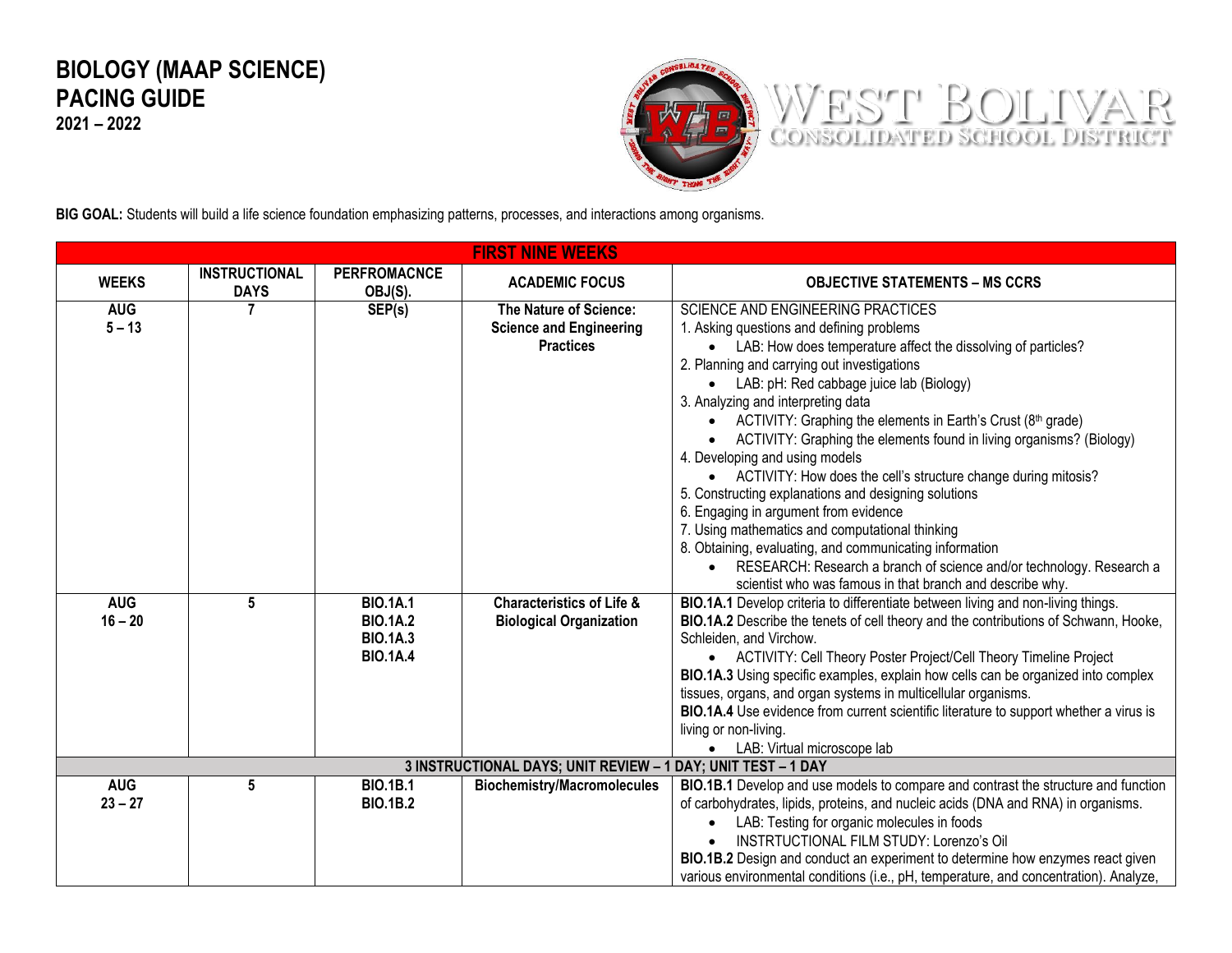# BIOLOGY (MAAP SCIENCE) PACING GUIDE

**2021 – 2022**

WEST BOLIVAR CONSOLIDATED SCHOOL DISTRICT

**BIG GOAL:** Students will build a life science foundation emphasizing patterns, processes, and interactions among organisms.

| FIRST NINE WEEKS | | | | |
|---|---|---|---|---|
| **WEEKS** | **INSTRUCTIONAL DAYS** | **PERFROMACNCE OBJ(S).** | **ACADEMIC FOCUS** | **OBJECTIVE STATEMENTS – MS CCRS** |
| **AUG 5 – 13** | **7** | **SEP(s)** | **The Nature of Science: Science and Engineering Practices** | SCIENCE AND ENGINEERING PRACTICES<br>1. Asking questions and defining problems<br>• LAB: How does temperature affect the dissolving of particles?<br>2. Planning and carrying out investigations<br>• LAB: pH: Red cabbage juice lab (Biology)<br>3. Analyzing and interpreting data<br>• ACTIVITY: Graphing the elements in Earth's Crust (8th grade)<br>• ACTIVITY: Graphing the elements found in living organisms? (Biology)<br>4. Developing and using models<br>• ACTIVITY: How does the cell's structure change during mitosis?<br>5. Constructing explanations and designing solutions<br>6. Engaging in argument from evidence<br>7. Using mathematics and computational thinking<br>8. Obtaining, evaluating, and communicating information<br>• RESEARCH: Research a branch of science and/or technology. Research a scientist who was famous in that branch and describe why. |
| **AUG 16 – 20** | **5** | **BIO.1A.1**<br>**BIO.1A.2**<br>**BIO.1A.3**<br>**BIO.1A.4** | **Characteristics of Life & Biological Organization** | **BIO.1A.1** Develop criteria to differentiate between living and non-living things.<br>**BIO.1A.2** Describe the tenets of cell theory and the contributions of Schwann, Hooke, Schleiden, and Virchow.<br>• ACTIVITY: Cell Theory Poster Project/Cell Theory Timeline Project<br>**BIO.1A.3** Using specific examples, explain how cells can be organized into complex tissues, organs, and organ systems in multicellular organisms.<br>**BIO.1A.4** Use evidence from current scientific literature to support whether a virus is living or non-living.<br>• LAB: Virtual microscope lab |
| **3 INSTRUCTIONAL DAYS; UNIT REVIEW – 1 DAY; UNIT TEST – 1 DAY** | | | | |
| **AUG 23 – 27** | **5** | **BIO.1B.1**<br>**BIO.1B.2** | **Biochemistry/Macromolecules** | **BIO.1B.1** Develop and use models to compare and contrast the structure and function of carbohydrates, lipids, proteins, and nucleic acids (DNA and RNA) in organisms.<br>• LAB: Testing for organic molecules in foods<br>• INSTRTUCTIONAL FILM STUDY: Lorenzo's Oil<br>**BIO.1B.2** Design and conduct an experiment to determine how enzymes react given various environmental conditions (i.e., pH, temperature, and concentration). Analyze, |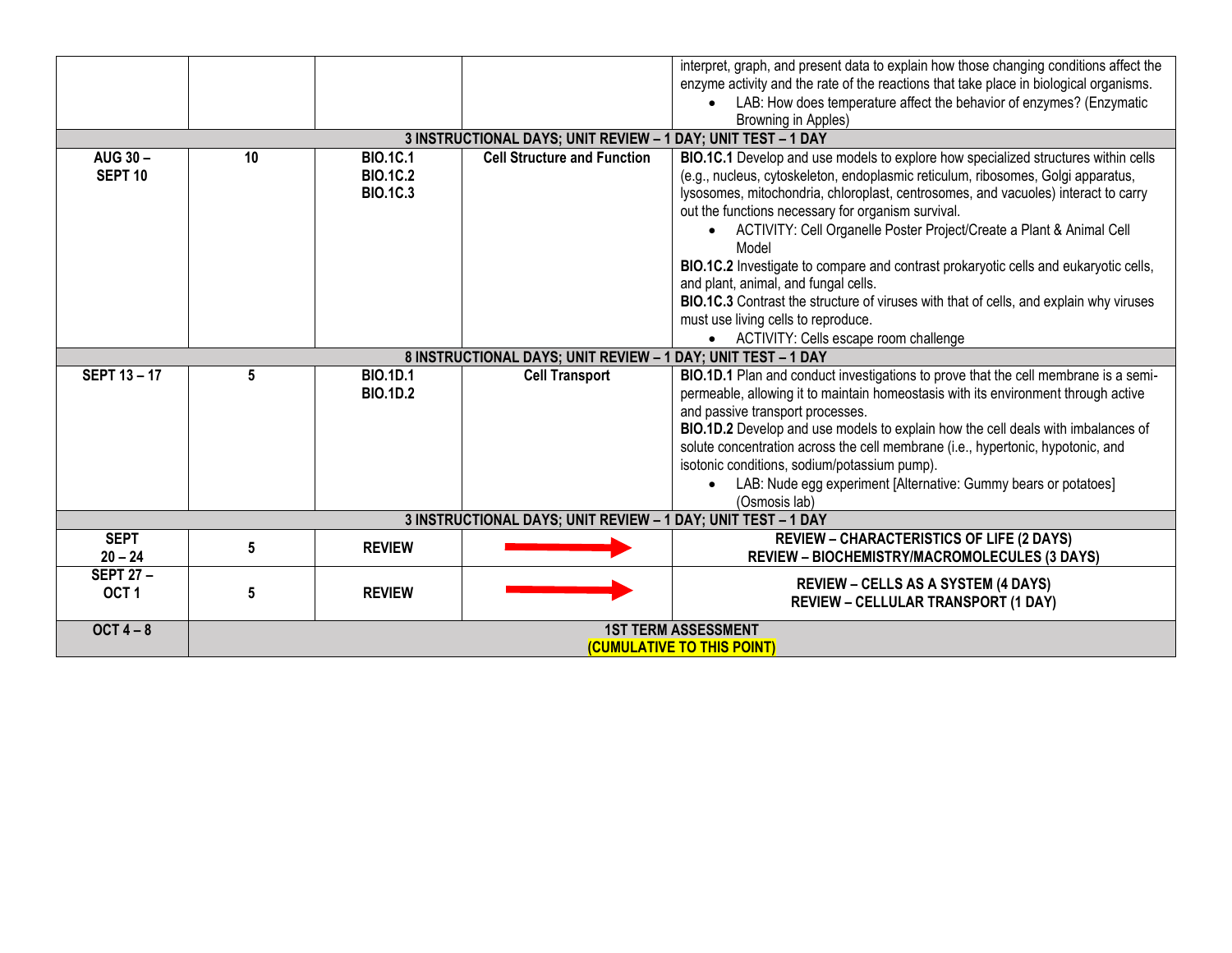| | | | | |
|---|---|---|---|---|
| | | | | interpret, graph, and present data to explain how those changing conditions affect the enzyme activity and the rate of the reactions that take place in biological organisms.<br>• LAB: How does temperature affect the behavior of enzymes? (Enzymatic Browning in Apples) |
| **3 INSTRUCTIONAL DAYS; UNIT REVIEW – 1 DAY; UNIT TEST – 1 DAY** | | | | |
| **AUG 30 – SEPT 10** | **10** | **BIO.1C.1**<br>**BIO.1C.2**<br>**BIO.1C.3** | **Cell Structure and Function** | **BIO.1C.1** Develop and use models to explore how specialized structures within cells (e.g., nucleus, cytoskeleton, endoplasmic reticulum, ribosomes, Golgi apparatus, lysosomes, mitochondria, chloroplast, centrosomes, and vacuoles) interact to carry out the functions necessary for organism survival.<br>• ACTIVITY: Cell Organelle Poster Project/Create a Plant & Animal Cell Model<br>**BIO.1C.2** Investigate to compare and contrast prokaryotic cells and eukaryotic cells, and plant, animal, and fungal cells.<br>**BIO.1C.3** Contrast the structure of viruses with that of cells, and explain why viruses must use living cells to reproduce.<br>• ACTIVITY: Cells escape room challenge |
| **8 INSTRUCTIONAL DAYS; UNIT REVIEW – 1 DAY; UNIT TEST – 1 DAY** | | | | |
| **SEPT 13 – 17** | **5** | **BIO.1D.1**<br>**BIO.1D.2** | **Cell Transport** | **BIO.1D.1** Plan and conduct investigations to prove that the cell membrane is a semi-permeable, allowing it to maintain homeostasis with its environment through active and passive transport processes.<br>**BIO.1D.2** Develop and use models to explain how the cell deals with imbalances of solute concentration across the cell membrane (i.e., hypertonic, hypotonic, and isotonic conditions, sodium/potassium pump).<br>• LAB: Nude egg experiment [Alternative: Gummy bears or potatoes] (Osmosis lab) |
| **3 INSTRUCTIONAL DAYS; UNIT REVIEW – 1 DAY; UNIT TEST – 1 DAY** | | | | |
| **SEPT 20 – 24** | **5** | **REVIEW** | → | **REVIEW – CHARACTERISTICS OF LIFE (2 DAYS)**<br>**REVIEW – BIOCHEMISTRY/MACROMOLECULES (3 DAYS)** |
| **SEPT 27 – OCT 1** | **5** | **REVIEW** | → | **REVIEW – CELLS AS A SYSTEM (4 DAYS)**<br>**REVIEW – CELLULAR TRANSPORT (1 DAY)** |
| **OCT 4 – 8** | **1ST TERM ASSESSMENT**<br>**(CUMULATIVE TO THIS POINT)** | | | |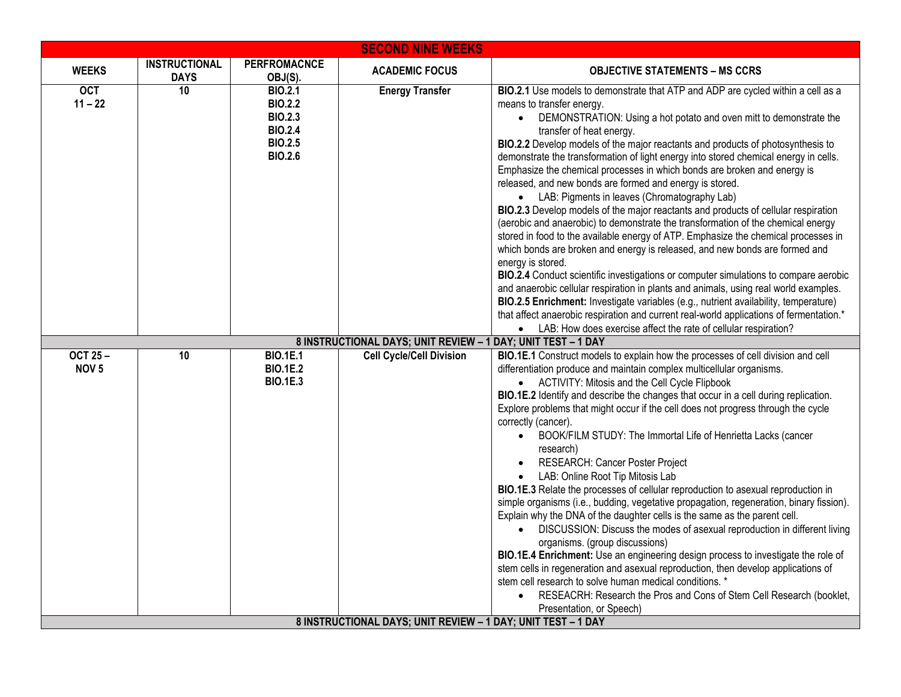| SECOND NINE WEEKS | | | | |
|---|---|---|---|---|
| **WEEKS** | **INSTRUCTIONAL DAYS** | **PERFROMACNCE OBJ(S).** | **ACADEMIC FOCUS** | **OBJECTIVE STATEMENTS – MS CCRS** |
| **OCT 11 – 22** | **10** | **BIO.2.1** **BIO.2.2** **BIO.2.3** **BIO.2.4** **BIO.2.5** **BIO.2.6** | **Energy Transfer** | **BIO.2.1** Use models to demonstrate that ATP and ADP are cycled within a cell as a means to transfer energy. <br>• DEMONSTRATION: Using a hot potato and oven mitt to demonstrate the transfer of heat energy. <br>**BIO.2.2** Develop models of the major reactants and products of photosynthesis to demonstrate the transformation of light energy into stored chemical energy in cells. Emphasize the chemical processes in which bonds are broken and energy is released, and new bonds are formed and energy is stored. <br>• LAB: Pigments in leaves (Chromatography Lab) <br>**BIO.2.3** Develop models of the major reactants and products of cellular respiration (aerobic and anaerobic) to demonstrate the transformation of the chemical energy stored in food to the available energy of ATP. Emphasize the chemical processes in which bonds are broken and energy is released, and new bonds are formed and energy is stored. <br>**BIO.2.4** Conduct scientific investigations or computer simulations to compare aerobic and anaerobic cellular respiration in plants and animals, using real world examples. <br>**BIO.2.5 Enrichment:** Investigate variables (e.g., nutrient availability, temperature) that affect anaerobic respiration and current real-world applications of fermentation.* <br>• LAB: How does exercise affect the rate of cellular respiration? |
| **8 INSTRUCTIONAL DAYS; UNIT REVIEW – 1 DAY; UNIT TEST – 1 DAY** | | | | |
| **OCT 25 – NOV 5** | **10** | **BIO.1E.1** **BIO.1E.2** **BIO.1E.3** | **Cell Cycle/Cell Division** | **BIO.1E.1** Construct models to explain how the processes of cell division and cell differentiation produce and maintain complex multicellular organisms. <br>• ACTIVITY: Mitosis and the Cell Cycle Flipbook <br>**BIO.1E.2** Identify and describe the changes that occur in a cell during replication. Explore problems that might occur if the cell does not progress through the cycle correctly (cancer). <br>• BOOK/FILM STUDY: The Immortal Life of Henrietta Lacks (cancer research) <br>• RESEARCH: Cancer Poster Project <br>• LAB: Online Root Tip Mitosis Lab <br>**BIO.1E.3** Relate the processes of cellular reproduction to asexual reproduction in simple organisms (i.e., budding, vegetative propagation, regeneration, binary fission). Explain why the DNA of the daughter cells is the same as the parent cell. <br>• DISCUSSION: Discuss the modes of asexual reproduction in different living organisms. (group discussions) <br>**BIO.1E.4 Enrichment:** Use an engineering design process to investigate the role of stem cells in regeneration and asexual reproduction, then develop applications of stem cell research to solve human medical conditions. * <br>• RESEACRH: Research the Pros and Cons of Stem Cell Research (booklet, Presentation, or Speech) |
| **8 INSTRUCTIONAL DAYS; UNIT REVIEW – 1 DAY; UNIT TEST – 1 DAY** | | | | |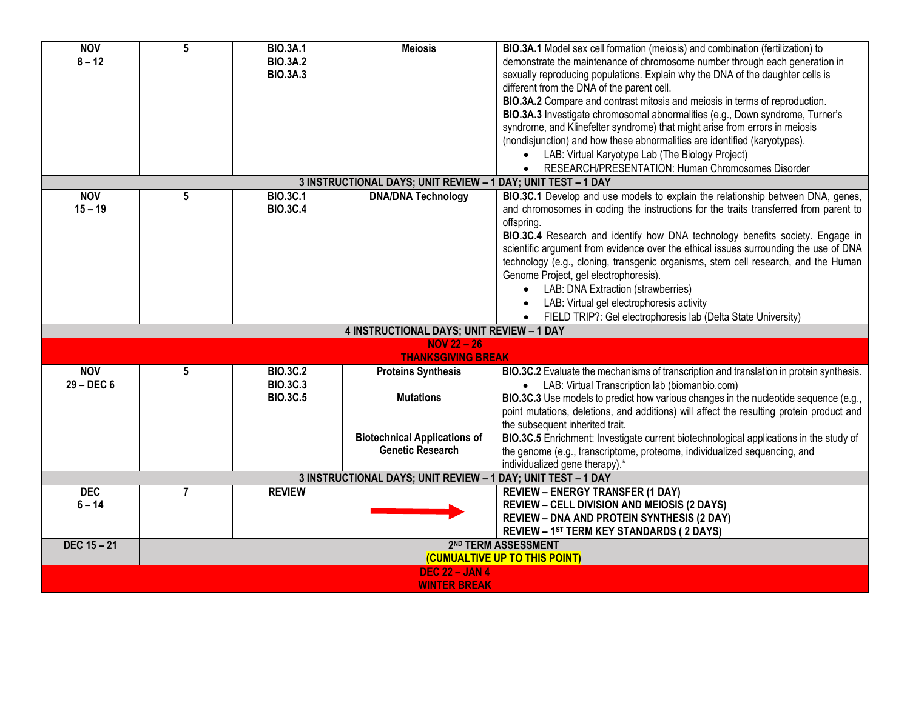| | | | | |
|---|---|---|---|---|
| **NOV 8 – 12** | **5** | **BIO.3A.1 BIO.3A.2 BIO.3A.3** | **Meiosis** | **BIO.3A.1** Model sex cell formation (meiosis) and combination (fertilization) to demonstrate the maintenance of chromosome number through each generation in sexually reproducing populations. Explain why the DNA of the daughter cells is different from the DNA of the parent cell. **BIO.3A.2** Compare and contrast mitosis and meiosis in terms of reproduction. **BIO.3A.3** Investigate chromosomal abnormalities (e.g., Down syndrome, Turner's syndrome, and Klinefelter syndrome) that might arise from errors in meiosis (nondisjunction) and how these abnormalities are identified (karyotypes). • LAB: Virtual Karyotype Lab (The Biology Project) • RESEARCH/PRESENTATION: Human Chromosomes Disorder |
| **3 INSTRUCTIONAL DAYS; UNIT REVIEW – 1 DAY; UNIT TEST – 1 DAY** | | | | |
| **NOV 15 – 19** | **5** | **BIO.3C.1 BIO.3C.4** | **DNA/DNA Technology** | **BIO.3C.1** Develop and use models to explain the relationship between DNA, genes, and chromosomes in coding the instructions for the traits transferred from parent to offspring. **BIO.3C.4** Research and identify how DNA technology benefits society. Engage in scientific argument from evidence over the ethical issues surrounding the use of DNA technology (e.g., cloning, transgenic organisms, stem cell research, and the Human Genome Project, gel electrophoresis). • LAB: DNA Extraction (strawberries) • LAB: Virtual gel electrophoresis activity • FIELD TRIP?: Gel electrophoresis lab (Delta State University) |
| **4 INSTRUCTIONAL DAYS; UNIT REVIEW – 1 DAY** | | | | |
| **NOV 22 – 26 THANKSGIVING BREAK** | | | | |
| **NOV 29 – DEC 6** | **5** | **BIO.3C.2 BIO.3C.3 BIO.3C.5** | **Proteins Synthesis** **Mutations** **Biotechnical Applications of Genetic Research** | **BIO.3C.2** Evaluate the mechanisms of transcription and translation in protein synthesis. • LAB: Virtual Transcription lab (biomanbio.com) **BIO.3C.3** Use models to predict how various changes in the nucleotide sequence (e.g., point mutations, deletions, and additions) will affect the resulting protein product and the subsequent inherited trait. **BIO.3C.5** Enrichment: Investigate current biotechnological applications in the study of the genome (e.g., transcriptome, proteome, individualized sequencing, and individualized gene therapy).* |
| **3 INSTRUCTIONAL DAYS; UNIT REVIEW – 1 DAY; UNIT TEST – 1 DAY** | | | | |
| **DEC 6 – 14** | **7** | **REVIEW** | → | **REVIEW – ENERGY TRANSFER (1 DAY)** **REVIEW – CELL DIVISION AND MEIOSIS (2 DAYS)** **REVIEW – DNA AND PROTEIN SYNTHESIS (2 DAY)** **REVIEW – 1ST TERM KEY STANDARDS ( 2 DAYS)** |
| **DEC 15 – 21** | **2ND TERM ASSESSMENT (CUMUALTIVE UP TO THIS POINT)** | | | |
| **DEC 22 – JAN 4 WINTER BREAK** | | | | |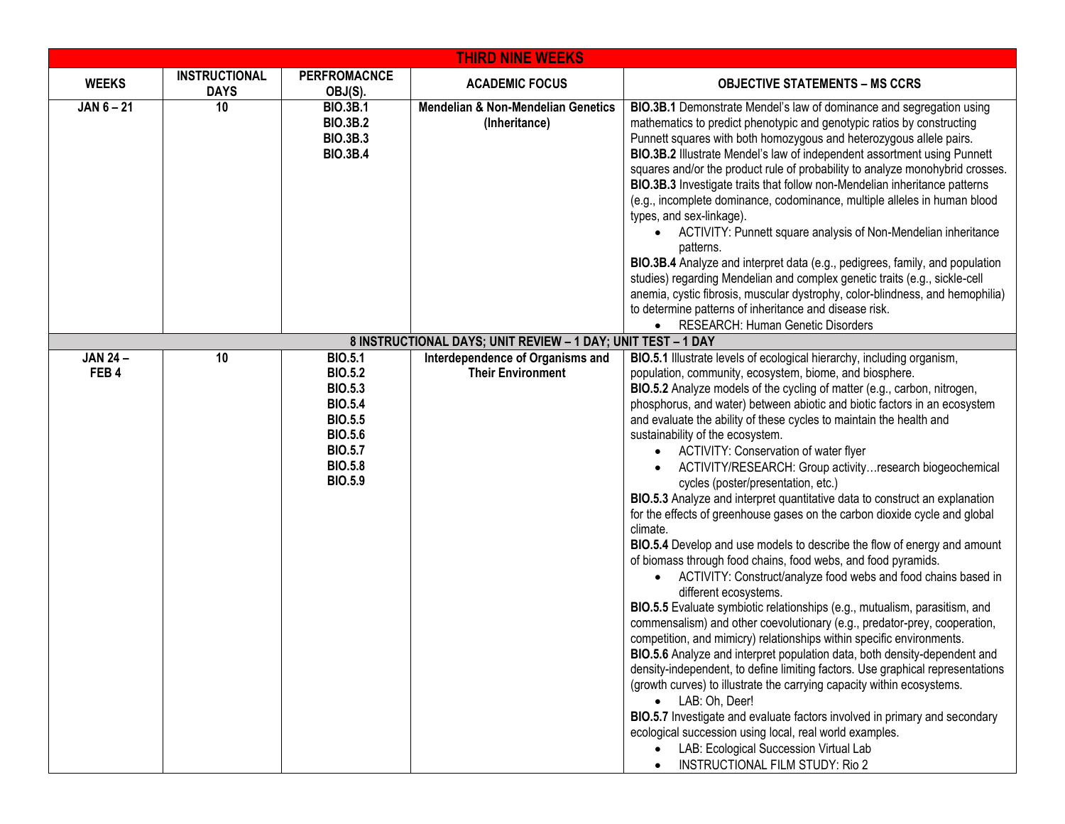| THIRD NINE WEEKS | | | | |
|---|---|---|---|---|
| **WEEKS** | **INSTRUCTIONAL DAYS** | **PERFROMACNCE OBJ(S).** | **ACADEMIC FOCUS** | **OBJECTIVE STATEMENTS – MS CCRS** |
| **JAN 6 – 21** | **10** | **BIO.3B.1** <br> **BIO.3B.2** <br> **BIO.3B.3** <br> **BIO.3B.4** | **Mendelian & Non-Mendelian Genetics (Inheritance)** | **BIO.3B.1** Demonstrate Mendel's law of dominance and segregation using mathematics to predict phenotypic and genotypic ratios by constructing Punnett squares with both homozygous and heterozygous allele pairs. <br> **BIO.3B.2** Illustrate Mendel's law of independent assortment using Punnett squares and/or the product rule of probability to analyze monohybrid crosses. <br> **BIO.3B.3** Investigate traits that follow non-Mendelian inheritance patterns (e.g., incomplete dominance, codominance, multiple alleles in human blood types, and sex-linkage). <br> • ACTIVITY: Punnett square analysis of Non-Mendelian inheritance patterns. <br> **BIO.3B.4** Analyze and interpret data (e.g., pedigrees, family, and population studies) regarding Mendelian and complex genetic traits (e.g., sickle-cell anemia, cystic fibrosis, muscular dystrophy, color-blindness, and hemophilia) to determine patterns of inheritance and disease risk. <br> • RESEARCH: Human Genetic Disorders |
| **8 INSTRUCTIONAL DAYS; UNIT REVIEW – 1 DAY; UNIT TEST – 1 DAY** | | | | |
| **JAN 24 – FEB 4** | **10** | **BIO.5.1** <br> **BIO.5.2** <br> **BIO.5.3** <br> **BIO.5.4** <br> **BIO.5.5** <br> **BIO.5.6** <br> **BIO.5.7** <br> **BIO.5.8** <br> **BIO.5.9** | **Interdependence of Organisms and Their Environment** | **BIO.5.1** Illustrate levels of ecological hierarchy, including organism, population, community, ecosystem, biome, and biosphere. <br> **BIO.5.2** Analyze models of the cycling of matter (e.g., carbon, nitrogen, phosphorus, and water) between abiotic and biotic factors in an ecosystem and evaluate the ability of these cycles to maintain the health and sustainability of the ecosystem. <br> • ACTIVITY: Conservation of water flyer <br> • ACTIVITY/RESEARCH: Group activity…research biogeochemical cycles (poster/presentation, etc.) <br> **BIO.5.3** Analyze and interpret quantitative data to construct an explanation for the effects of greenhouse gases on the carbon dioxide cycle and global climate. <br> **BIO.5.4** Develop and use models to describe the flow of energy and amount of biomass through food chains, food webs, and food pyramids. <br> • ACTIVITY: Construct/analyze food webs and food chains based in different ecosystems. <br> **BIO.5.5** Evaluate symbiotic relationships (e.g., mutualism, parasitism, and commensalism) and other coevolutionary (e.g., predator-prey, cooperation, competition, and mimicry) relationships within specific environments. <br> **BIO.5.6** Analyze and interpret population data, both density-dependent and density-independent, to define limiting factors. Use graphical representations (growth curves) to illustrate the carrying capacity within ecosystems. <br> • LAB: Oh, Deer! <br> **BIO.5.7** Investigate and evaluate factors involved in primary and secondary ecological succession using local, real world examples. <br> • LAB: Ecological Succession Virtual Lab <br> • INSTRUCTIONAL FILM STUDY: Rio 2 |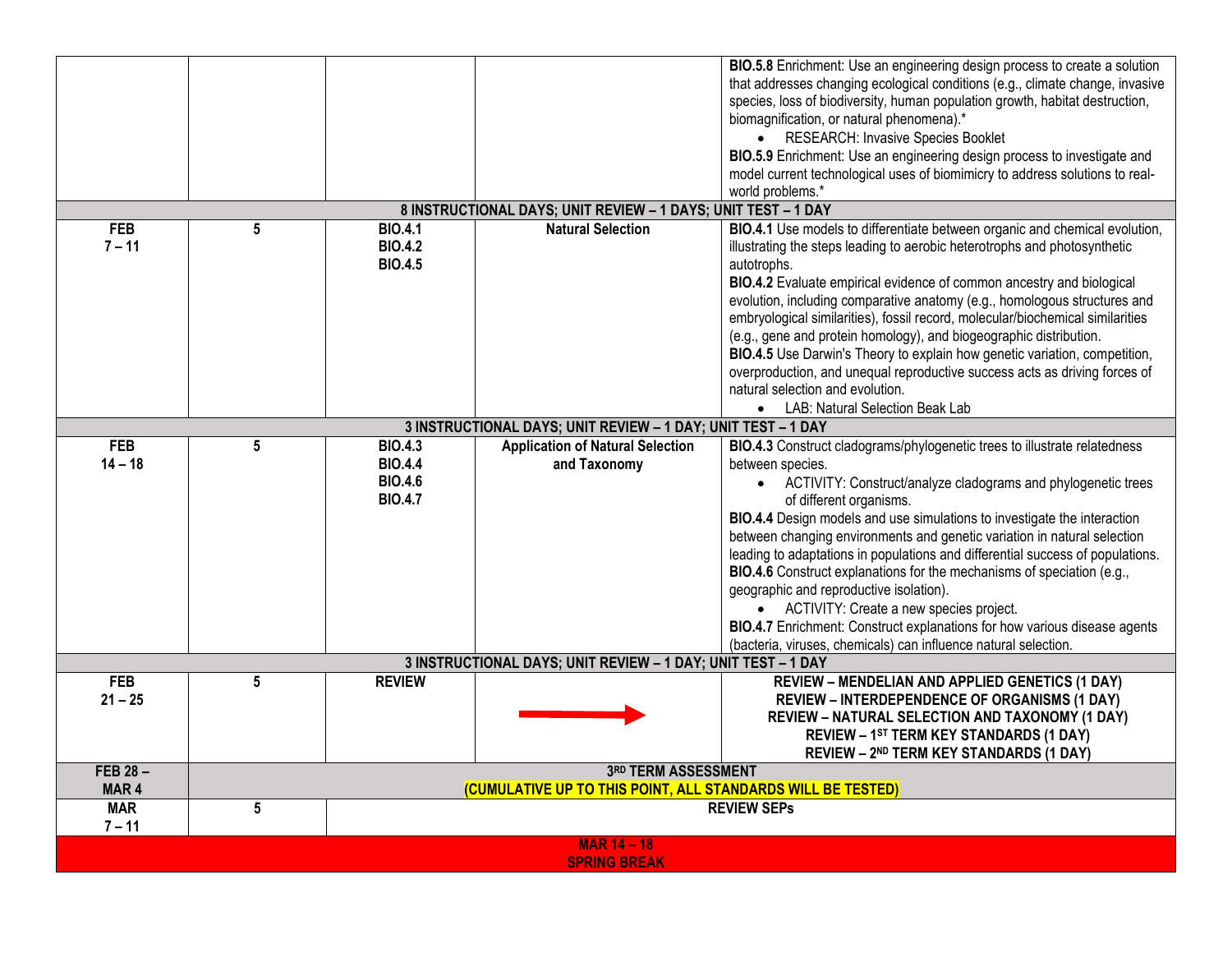| | | | | |
|---|---|---|---|---|
| | | | | **BIO.5.8** Enrichment: Use an engineering design process to create a solution that addresses changing ecological conditions (e.g., climate change, invasive species, loss of biodiversity, human population growth, habitat destruction, biomagnification, or natural phenomena).* <br>• RESEARCH: Invasive Species Booklet <br>**BIO.5.9** Enrichment: Use an engineering design process to investigate and model current technological uses of biomimicry to address solutions to real-world problems.* |
| **8 INSTRUCTIONAL DAYS; UNIT REVIEW – 1 DAYS; UNIT TEST – 1 DAY** | | | | |
| **FEB 7 – 11** | **5** | **BIO.4.1** <br>**BIO.4.2** <br>**BIO.4.5** | **Natural Selection** | **BIO.4.1** Use models to differentiate between organic and chemical evolution, illustrating the steps leading to aerobic heterotrophs and photosynthetic autotrophs. <br>**BIO.4.2** Evaluate empirical evidence of common ancestry and biological evolution, including comparative anatomy (e.g., homologous structures and embryological similarities), fossil record, molecular/biochemical similarities (e.g., gene and protein homology), and biogeographic distribution. <br>**BIO.4.5** Use Darwin's Theory to explain how genetic variation, competition, overproduction, and unequal reproductive success acts as driving forces of natural selection and evolution. <br>• LAB: Natural Selection Beak Lab |
| **3 INSTRUCTIONAL DAYS; UNIT REVIEW – 1 DAY; UNIT TEST – 1 DAY** | | | | |
| **FEB 14 – 18** | **5** | **BIO.4.3** <br>**BIO.4.4** <br>**BIO.4.6** <br>**BIO.4.7** | **Application of Natural Selection and Taxonomy** | **BIO.4.3** Construct cladograms/phylogenetic trees to illustrate relatedness between species. <br>• ACTIVITY: Construct/analyze cladograms and phylogenetic trees of different organisms. <br>**BIO.4.4** Design models and use simulations to investigate the interaction between changing environments and genetic variation in natural selection leading to adaptations in populations and differential success of populations. <br>**BIO.4.6** Construct explanations for the mechanisms of speciation (e.g., geographic and reproductive isolation). <br>• ACTIVITY: Create a new species project. <br>**BIO.4.7** Enrichment: Construct explanations for how various disease agents (bacteria, viruses, chemicals) can influence natural selection. |
| **3 INSTRUCTIONAL DAYS; UNIT REVIEW – 1 DAY; UNIT TEST – 1 DAY** | | | | |
| **FEB 21 – 25** | **5** | **REVIEW** | → | **REVIEW – MENDELIAN AND APPLIED GENETICS (1 DAY)** <br>**REVIEW – INTERDEPENDENCE OF ORGANISMS (1 DAY)** <br>**REVIEW – NATURAL SELECTION AND TAXONOMY (1 DAY)** <br>**REVIEW – 1ST TERM KEY STANDARDS (1 DAY)** <br>**REVIEW – 2ND TERM KEY STANDARDS (1 DAY)** |
| **FEB 28 – MAR 4** | **3RD TERM ASSESSMENT** <br>**(CUMULATIVE UP TO THIS POINT, ALL STANDARDS WILL BE TESTED)** | | | |
| **MAR 7 – 11** | **5** | **REVIEW SEPs** | | |
| **MAR 14 – 18** <br>**SPRING BREAK** | | | | |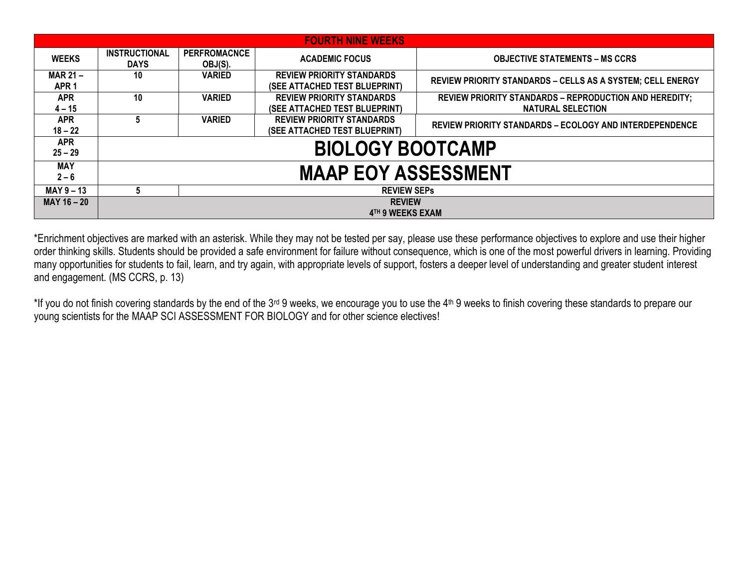| FOURTH NINE WEEKS | | | | |
|---|---|---|---|---|
| **WEEKS** | **INSTRUCTIONAL DAYS** | **PERFROMACNCE OBJ(S).** | **ACADEMIC FOCUS** | **OBJECTIVE STATEMENTS – MS CCRS** |
| **MAR 21 – APR 1** | **10** | **VARIED** | **REVIEW PRIORITY STANDARDS (SEE ATTACHED TEST BLUEPRINT)** | **REVIEW PRIORITY STANDARDS – CELLS AS A SYSTEM; CELL ENERGY** |
| **APR 4 – 15** | **10** | **VARIED** | **REVIEW PRIORITY STANDARDS (SEE ATTACHED TEST BLUEPRINT)** | **REVIEW PRIORITY STANDARDS – REPRODUCTION AND HEREDITY; NATURAL SELECTION** |
| **APR 18 – 22** | **5** | **VARIED** | **REVIEW PRIORITY STANDARDS (SEE ATTACHED TEST BLUEPRINT)** | **REVIEW PRIORITY STANDARDS – ECOLOGY AND INTERDEPENDENCE** |
| **APR 25 – 29** | **BIOLOGY BOOTCAMP** | | | |
| **MAY 2 – 6** | **MAAP EOY ASSESSMENT** | | | |
| **MAY 9 – 13** | **5** | **REVIEW SEPs** | | |
| **MAY 16 – 20** | **REVIEW 4TH 9 WEEKS EXAM** | | | |

*Enrichment objectives are marked with an asterisk. While they may not be tested per say, please use these performance objectives to explore and use their higher order thinking skills. Students should be provided a safe environment for failure without consequence, which is one of the most powerful drivers in learning. Providing many opportunities for students to fail, learn, and try again, with appropriate levels of support, fosters a deeper level of understanding and greater student interest and engagement. (MS CCRS, p. 13)

*If you do not finish covering standards by the end of the 3rd 9 weeks, we encourage you to use the 4th 9 weeks to finish covering these standards to prepare our young scientists for the MAAP SCI ASSESSMENT FOR BIOLOGY and for other science electives!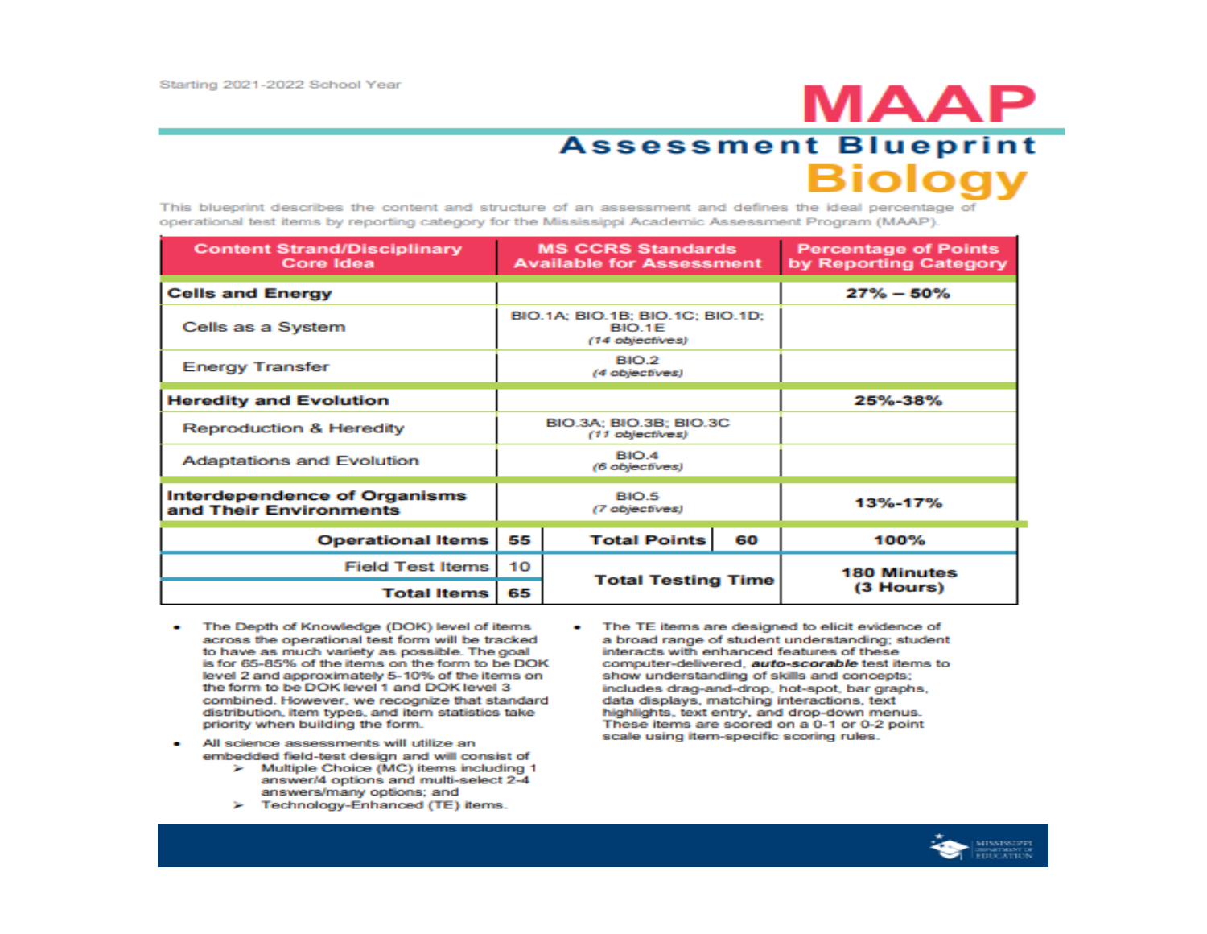Starting 2021-2022 School Year

# MAAP

## Assessment Blueprint

## Biology

This blueprint describes the content and structure of an assessment and defines the ideal percentage of operational test items by reporting category for the Mississippi Academic Assessment Program (MAAP).

| Content Strand/Disciplinary Core Idea | | MS CCRS Standards Available for Assessment | | Percentage of Points by Reporting Category |
|---|---|---|---|---|
| **Cells and Energy** | | | | **27% – 50%** |
| Cells as a System | | BIO.1A; BIO.1B; BIO.1C; BIO.1D; BIO.1E *(14 objectives)* | | |
| Energy Transfer | | BIO.2 *(4 objectives)* | | |
| **Heredity and Evolution** | | | | **25%-38%** |
| Reproduction & Heredity | | BIO.3A; BIO.3B; BIO.3C *(11 objectives)* | | |
| Adaptations and Evolution | | BIO.4 *(6 objectives)* | | |
| **Interdependence of Organisms and Their Environments** | | BIO.5 *(7 objectives)* | | **13%-17%** |
| **Operational Items** | **55** | **Total Points** | **60** | **100%** |
| Field Test Items | 10 | **Total Testing Time** | | **180 Minutes (3 Hours)** |
| **Total Items** | **65** | | | |

- The Depth of Knowledge (DOK) level of items across the operational test form will be tracked to have as much variety as possible. The goal is for 65-85% of the items on the form to be DOK level 2 and approximately 5-10% of the items on the form to be DOK level 1 and DOK level 3 combined. However, we recognize that standard distribution, item types, and item statistics take priority when building the form.
- All science assessments will utilize an embedded field-test design and will consist of
  - Multiple Choice (MC) items including 1 answer/4 options and multi-select 2-4 answers/many options; and
  - Technology-Enhanced (TE) items.
- The TE items are designed to elicit evidence of a broad range of student understanding; student interacts with enhanced features of these computer-delivered, ***auto-scorable*** test items to show understanding of skills and concepts; includes drag-and-drop, hot-spot, bar graphs, data displays, matching interactions, text highlights, text entry, and drop-down menus. These items are scored on a 0-1 or 0-2 point scale using item-specific scoring rules.